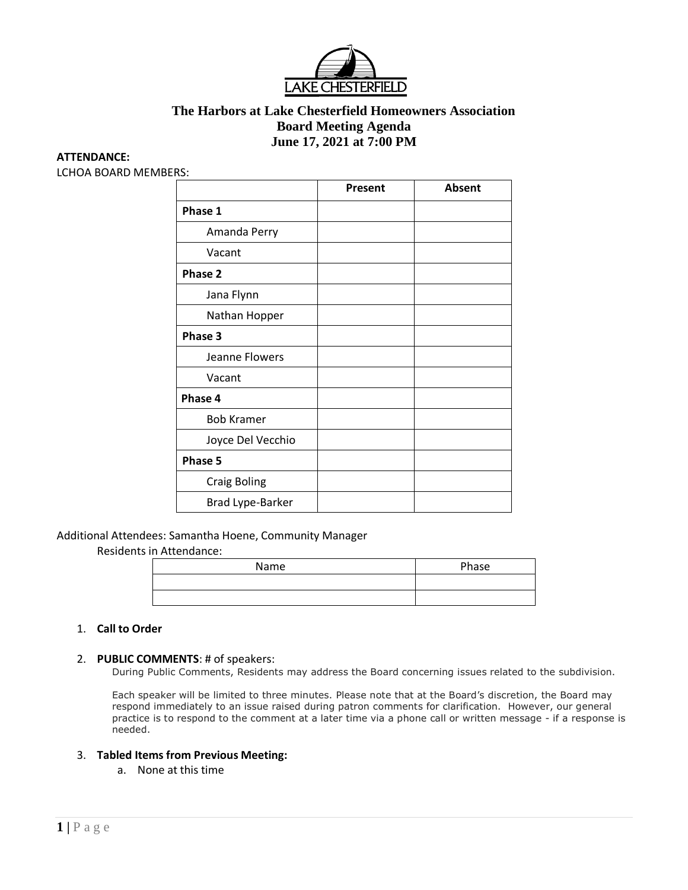# The Harbors at Lake Chesterfield Homeowners Association
## Board Meeting Agenda
## June 17, 2021 at 7:00 PM

**ATTENDANCE:**

LCHOA BOARD MEMBERS:

| | Present | Absent |
|---|---|---|
| **Phase 1** | | |
| Amanda Perry | | |
| Vacant | | |
| **Phase 2** | | |
| Jana Flynn | | |
| Nathan Hopper | | |
| **Phase 3** | | |
| Jeanne Flowers | | |
| Vacant | | |
| **Phase 4** | | |
| Bob Kramer | | |
| Joyce Del Vecchio | | |
| **Phase 5** | | |
| Craig Boling | | |
| Brad Lype-Barker | | |

Additional Attendees: Samantha Hoene, Community Manager

Residents in Attendance:

| Name | Phase |
|---|---|
| | |
| | |

1. **Call to Order**

2. **PUBLIC COMMENTS**: # of speakers:

   During Public Comments, Residents may address the Board concerning issues related to the subdivision.

   Each speaker will be limited to three minutes. Please note that at the Board's discretion, the Board may respond immediately to an issue raised during patron comments for clarification. However, our general practice is to respond to the comment at a later time via a phone call or written message - if a response is needed.

3. **Tabled Items from Previous Meeting:**
   a. None at this time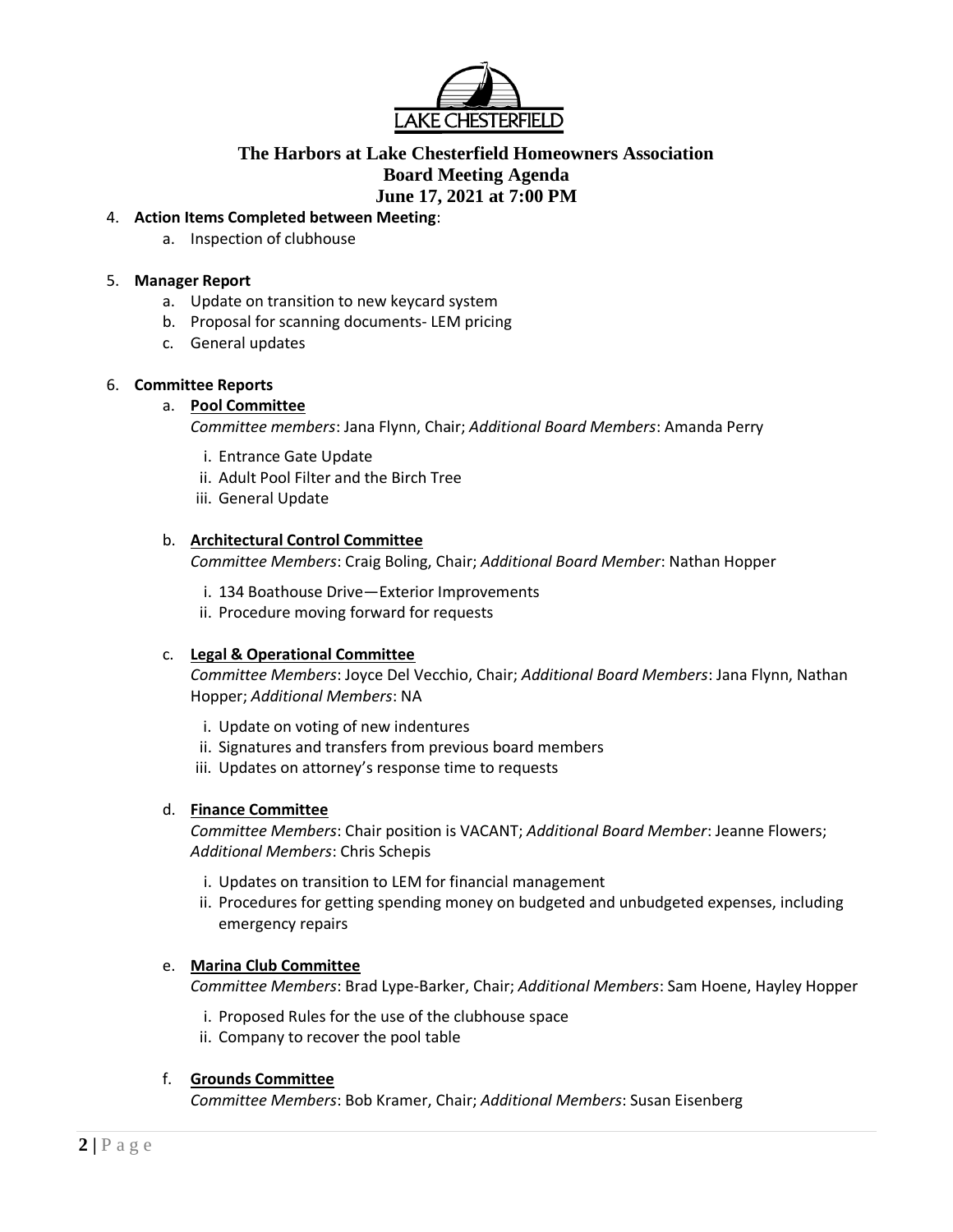**The Harbors at Lake Chesterfield Homeowners Association**
**Board Meeting Agenda**
**June 17, 2021 at 7:00 PM**

4. **Action Items Completed between Meeting**:
    a. Inspection of clubhouse

5. **Manager Report**
    a. Update on transition to new keycard system
    b. Proposal for scanning documents- LEM pricing
    c. General updates

6. **Committee Reports**
    a. **Pool Committee**
    *Committee members*: Jana Flynn, Chair; *Additional Board Members*: Amanda Perry
        i. Entrance Gate Update
        ii. Adult Pool Filter and the Birch Tree
        iii. General Update

    b. **Architectural Control Committee**
    *Committee Members*: Craig Boling, Chair; *Additional Board Member*: Nathan Hopper
        i. 134 Boathouse Drive—Exterior Improvements
        ii. Procedure moving forward for requests

    c. **Legal & Operational Committee**
    *Committee Members*: Joyce Del Vecchio, Chair; *Additional Board Members*: Jana Flynn, Nathan Hopper; *Additional Members*: NA
        i. Update on voting of new indentures
        ii. Signatures and transfers from previous board members
        iii. Updates on attorney's response time to requests

    d. **Finance Committee**
    *Committee Members*: Chair position is VACANT; *Additional Board Member*: Jeanne Flowers; *Additional Members*: Chris Schepis
        i. Updates on transition to LEM for financial management
        ii. Procedures for getting spending money on budgeted and unbudgeted expenses, including emergency repairs

    e. **Marina Club Committee**
    *Committee Members*: Brad Lype-Barker, Chair; *Additional Members*: Sam Hoene, Hayley Hopper
        i. Proposed Rules for the use of the clubhouse space
        ii. Company to recover the pool table

    f. **Grounds Committee**
    *Committee Members*: Bob Kramer, Chair; *Additional Members*: Susan Eisenberg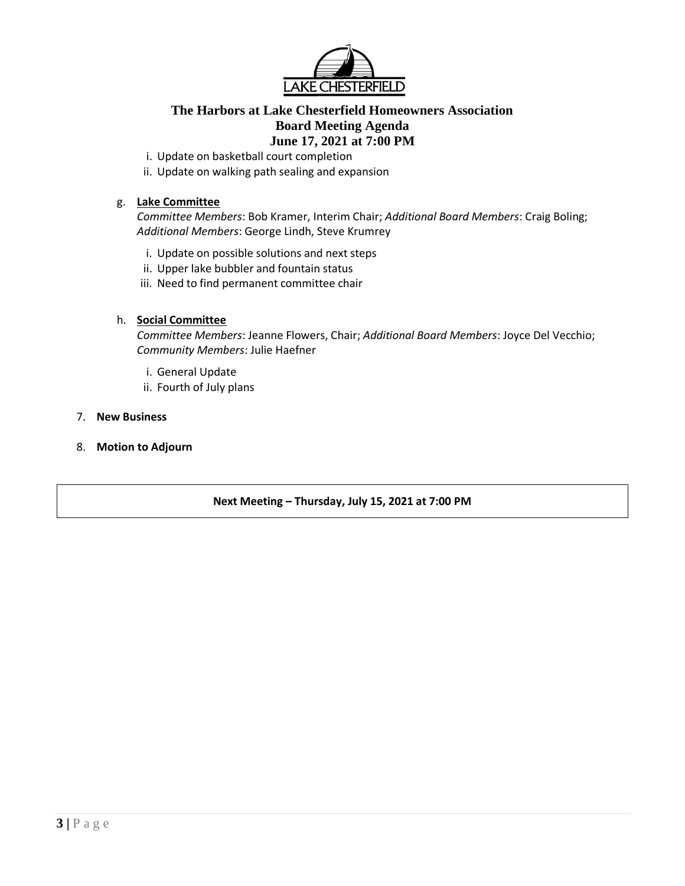**The Harbors at Lake Chesterfield Homeowners Association**
**Board Meeting Agenda**
**June 17, 2021 at 7:00 PM**

   i. Update on basketball court completion
   ii. Update on walking path sealing and expansion

g. **Lake Committee**

   *Committee Members*: Bob Kramer, Interim Chair; *Additional Board Members*: Craig Boling; *Additional Members*: George Lindh, Steve Krumrey

   i. Update on possible solutions and next steps
   ii. Upper lake bubbler and fountain status
   iii. Need to find permanent committee chair

h. **Social Committee**

   *Committee Members*: Jeanne Flowers, Chair; *Additional Board Members*: Joyce Del Vecchio; *Community Members*: Julie Haefner

   i. General Update
   ii. Fourth of July plans

7. **New Business**

8. **Motion to Adjourn**

**Next Meeting – Thursday, July 15, 2021 at 7:00 PM**